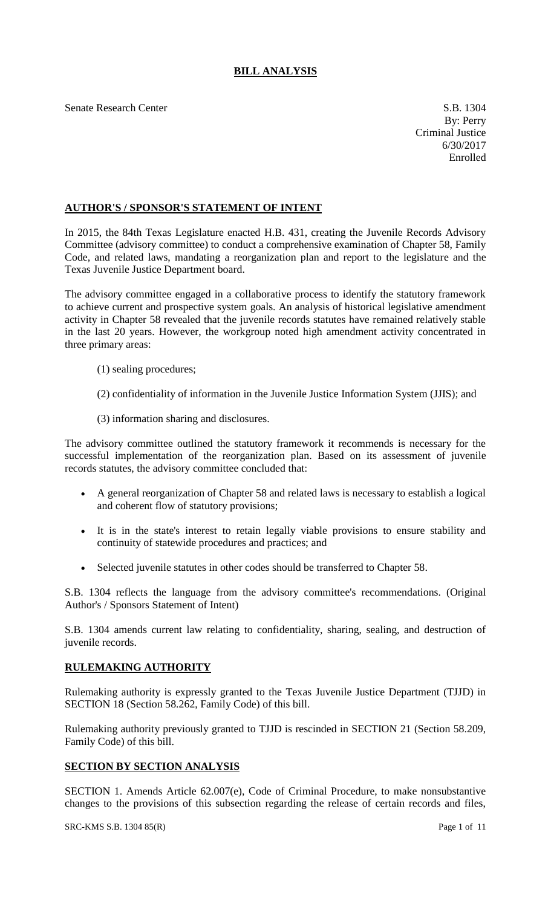# BILL ANALYSIS

Senate Research Center

S.B. 1304
By: Perry
Criminal Justice
6/30/2017
Enrolled

## AUTHOR'S / SPONSOR'S STATEMENT OF INTENT

In 2015, the 84th Texas Legislature enacted H.B. 431, creating the Juvenile Records Advisory Committee (advisory committee) to conduct a comprehensive examination of Chapter 58, Family Code, and related laws, mandating a reorganization plan and report to the legislature and the Texas Juvenile Justice Department board.

The advisory committee engaged in a collaborative process to identify the statutory framework to achieve current and prospective system goals. An analysis of historical legislative amendment activity in Chapter 58 revealed that the juvenile records statutes have remained relatively stable in the last 20 years. However, the workgroup noted high amendment activity concentrated in three primary areas:

(1) sealing procedures;

(2) confidentiality of information in the Juvenile Justice Information System (JJIS); and

(3) information sharing and disclosures.

The advisory committee outlined the statutory framework it recommends is necessary for the successful implementation of the reorganization plan. Based on its assessment of juvenile records statutes, the advisory committee concluded that:

- A general reorganization of Chapter 58 and related laws is necessary to establish a logical and coherent flow of statutory provisions;
- It is in the state's interest to retain legally viable provisions to ensure stability and continuity of statewide procedures and practices; and
- Selected juvenile statutes in other codes should be transferred to Chapter 58.

S.B. 1304 reflects the language from the advisory committee's recommendations. (Original Author's / Sponsors Statement of Intent)

S.B. 1304 amends current law relating to confidentiality, sharing, sealing, and destruction of juvenile records.

## RULEMAKING AUTHORITY

Rulemaking authority is expressly granted to the Texas Juvenile Justice Department (TJJD) in SECTION 18 (Section 58.262, Family Code) of this bill.

Rulemaking authority previously granted to TJJD is rescinded in SECTION 21 (Section 58.209, Family Code) of this bill.

## SECTION BY SECTION ANALYSIS

SECTION 1. Amends Article 62.007(e), Code of Criminal Procedure, to make nonsubstantive changes to the provisions of this subsection regarding the release of certain records and files,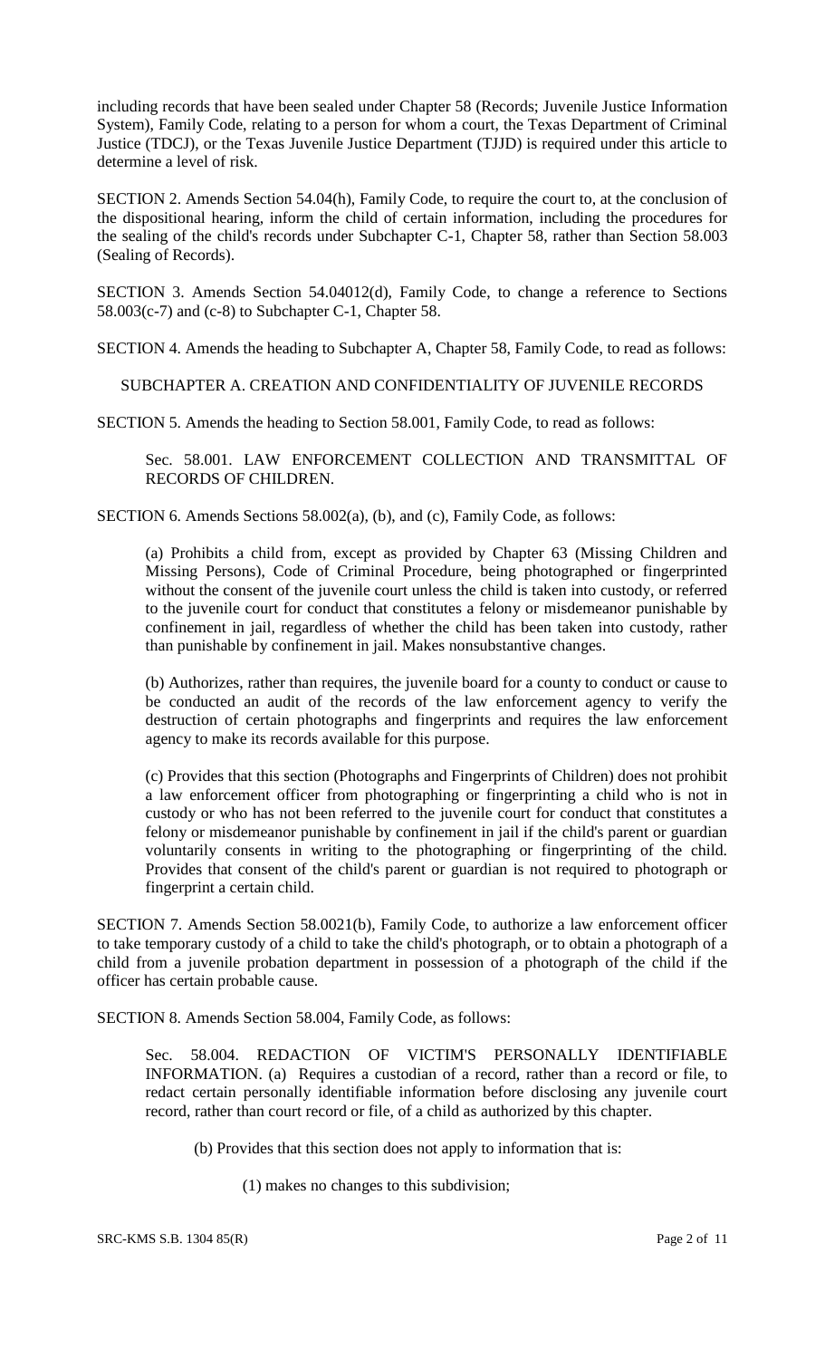including records that have been sealed under Chapter 58 (Records; Juvenile Justice Information System), Family Code, relating to a person for whom a court, the Texas Department of Criminal Justice (TDCJ), or the Texas Juvenile Justice Department (TJJD) is required under this article to determine a level of risk.

SECTION 2. Amends Section 54.04(h), Family Code, to require the court to, at the conclusion of the dispositional hearing, inform the child of certain information, including the procedures for the sealing of the child's records under Subchapter C-1, Chapter 58, rather than Section 58.003 (Sealing of Records).

SECTION 3. Amends Section 54.04012(d), Family Code, to change a reference to Sections 58.003(c-7) and (c-8) to Subchapter C-1, Chapter 58.

SECTION 4. Amends the heading to Subchapter A, Chapter 58, Family Code, to read as follows:

SUBCHAPTER A. CREATION AND CONFIDENTIALITY OF JUVENILE RECORDS

SECTION 5. Amends the heading to Section 58.001, Family Code, to read as follows:

Sec. 58.001. LAW ENFORCEMENT COLLECTION AND TRANSMITTAL OF RECORDS OF CHILDREN.

SECTION 6. Amends Sections 58.002(a), (b), and (c), Family Code, as follows:

(a) Prohibits a child from, except as provided by Chapter 63 (Missing Children and Missing Persons), Code of Criminal Procedure, being photographed or fingerprinted without the consent of the juvenile court unless the child is taken into custody, or referred to the juvenile court for conduct that constitutes a felony or misdemeanor punishable by confinement in jail, regardless of whether the child has been taken into custody, rather than punishable by confinement in jail. Makes nonsubstantive changes.

(b) Authorizes, rather than requires, the juvenile board for a county to conduct or cause to be conducted an audit of the records of the law enforcement agency to verify the destruction of certain photographs and fingerprints and requires the law enforcement agency to make its records available for this purpose.

(c) Provides that this section (Photographs and Fingerprints of Children) does not prohibit a law enforcement officer from photographing or fingerprinting a child who is not in custody or who has not been referred to the juvenile court for conduct that constitutes a felony or misdemeanor punishable by confinement in jail if the child's parent or guardian voluntarily consents in writing to the photographing or fingerprinting of the child. Provides that consent of the child's parent or guardian is not required to photograph or fingerprint a certain child.

SECTION 7. Amends Section 58.0021(b), Family Code, to authorize a law enforcement officer to take temporary custody of a child to take the child's photograph, or to obtain a photograph of a child from a juvenile probation department in possession of a photograph of the child if the officer has certain probable cause.

SECTION 8. Amends Section 58.004, Family Code, as follows:

Sec. 58.004. REDACTION OF VICTIM'S PERSONALLY IDENTIFIABLE INFORMATION. (a) Requires a custodian of a record, rather than a record or file, to redact certain personally identifiable information before disclosing any juvenile court record, rather than court record or file, of a child as authorized by this chapter.

(b) Provides that this section does not apply to information that is:

(1) makes no changes to this subdivision;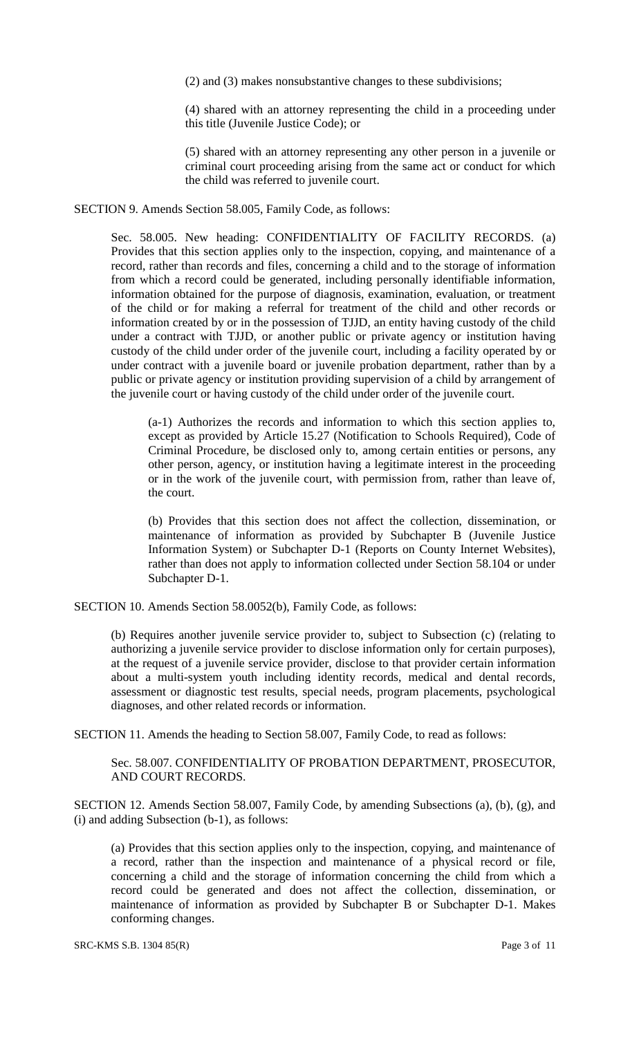(2) and (3) makes nonsubstantive changes to these subdivisions;

(4) shared with an attorney representing the child in a proceeding under this title (Juvenile Justice Code); or

(5) shared with an attorney representing any other person in a juvenile or criminal court proceeding arising from the same act or conduct for which the child was referred to juvenile court.

SECTION 9. Amends Section 58.005, Family Code, as follows:

Sec. 58.005. New heading: CONFIDENTIALITY OF FACILITY RECORDS. (a) Provides that this section applies only to the inspection, copying, and maintenance of a record, rather than records and files, concerning a child and to the storage of information from which a record could be generated, including personally identifiable information, information obtained for the purpose of diagnosis, examination, evaluation, or treatment of the child or for making a referral for treatment of the child and other records or information created by or in the possession of TJJD, an entity having custody of the child under a contract with TJJD, or another public or private agency or institution having custody of the child under order of the juvenile court, including a facility operated by or under contract with a juvenile board or juvenile probation department, rather than by a public or private agency or institution providing supervision of a child by arrangement of the juvenile court or having custody of the child under order of the juvenile court.

(a-1) Authorizes the records and information to which this section applies to, except as provided by Article 15.27 (Notification to Schools Required), Code of Criminal Procedure, be disclosed only to, among certain entities or persons, any other person, agency, or institution having a legitimate interest in the proceeding or in the work of the juvenile court, with permission from, rather than leave of, the court.

(b) Provides that this section does not affect the collection, dissemination, or maintenance of information as provided by Subchapter B (Juvenile Justice Information System) or Subchapter D-1 (Reports on County Internet Websites), rather than does not apply to information collected under Section 58.104 or under Subchapter D-1.

SECTION 10. Amends Section 58.0052(b), Family Code, as follows:

(b) Requires another juvenile service provider to, subject to Subsection (c) (relating to authorizing a juvenile service provider to disclose information only for certain purposes), at the request of a juvenile service provider, disclose to that provider certain information about a multi-system youth including identity records, medical and dental records, assessment or diagnostic test results, special needs, program placements, psychological diagnoses, and other related records or information.

SECTION 11. Amends the heading to Section 58.007, Family Code, to read as follows:

Sec. 58.007. CONFIDENTIALITY OF PROBATION DEPARTMENT, PROSECUTOR, AND COURT RECORDS.

SECTION 12. Amends Section 58.007, Family Code, by amending Subsections (a), (b), (g), and (i) and adding Subsection (b-1), as follows:

(a) Provides that this section applies only to the inspection, copying, and maintenance of a record, rather than the inspection and maintenance of a physical record or file, concerning a child and the storage of information concerning the child from which a record could be generated and does not affect the collection, dissemination, or maintenance of information as provided by Subchapter B or Subchapter D-1. Makes conforming changes.

SRC-KMS S.B. 1304 85(R)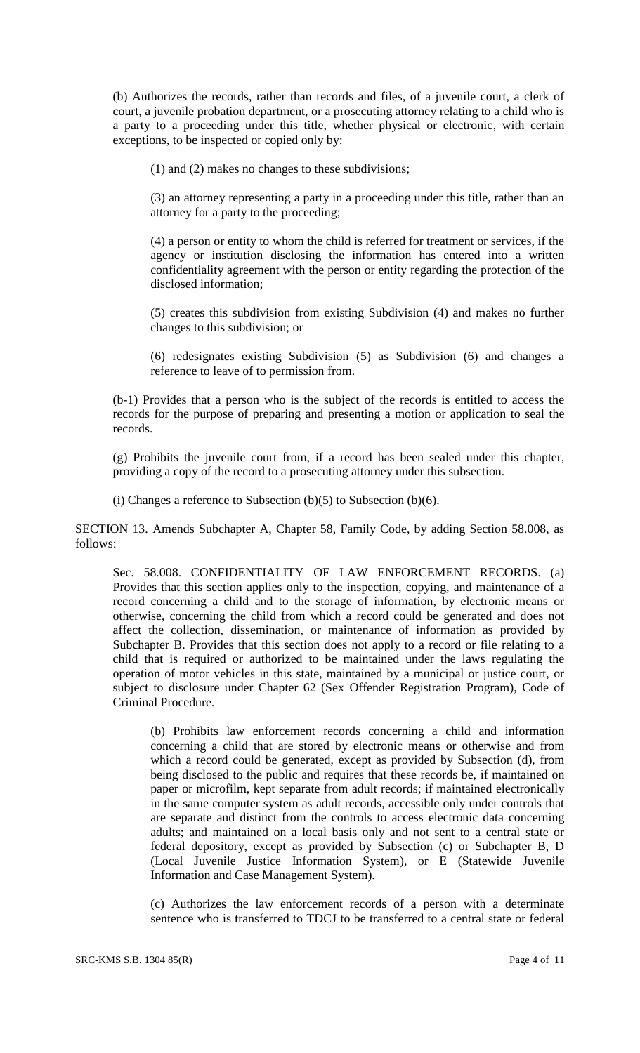(b) Authorizes the records, rather than records and files, of a juvenile court, a clerk of court, a juvenile probation department, or a prosecuting attorney relating to a child who is a party to a proceeding under this title, whether physical or electronic, with certain exceptions, to be inspected or copied only by:

(1) and (2) makes no changes to these subdivisions;

(3) an attorney representing a party in a proceeding under this title, rather than an attorney for a party to the proceeding;

(4) a person or entity to whom the child is referred for treatment or services, if the agency or institution disclosing the information has entered into a written confidentiality agreement with the person or entity regarding the protection of the disclosed information;

(5) creates this subdivision from existing Subdivision (4) and makes no further changes to this subdivision; or

(6) redesignates existing Subdivision (5) as Subdivision (6) and changes a reference to leave of to permission from.

(b-1) Provides that a person who is the subject of the records is entitled to access the records for the purpose of preparing and presenting a motion or application to seal the records.

(g) Prohibits the juvenile court from, if a record has been sealed under this chapter, providing a copy of the record to a prosecuting attorney under this subsection.

(i) Changes a reference to Subsection (b)(5) to Subsection (b)(6).

SECTION 13. Amends Subchapter A, Chapter 58, Family Code, by adding Section 58.008, as follows:

Sec. 58.008. CONFIDENTIALITY OF LAW ENFORCEMENT RECORDS. (a) Provides that this section applies only to the inspection, copying, and maintenance of a record concerning a child and to the storage of information, by electronic means or otherwise, concerning the child from which a record could be generated and does not affect the collection, dissemination, or maintenance of information as provided by Subchapter B. Provides that this section does not apply to a record or file relating to a child that is required or authorized to be maintained under the laws regulating the operation of motor vehicles in this state, maintained by a municipal or justice court, or subject to disclosure under Chapter 62 (Sex Offender Registration Program), Code of Criminal Procedure.

(b) Prohibits law enforcement records concerning a child and information concerning a child that are stored by electronic means or otherwise and from which a record could be generated, except as provided by Subsection (d), from being disclosed to the public and requires that these records be, if maintained on paper or microfilm, kept separate from adult records; if maintained electronically in the same computer system as adult records, accessible only under controls that are separate and distinct from the controls to access electronic data concerning adults; and maintained on a local basis only and not sent to a central state or federal depository, except as provided by Subsection (c) or Subchapter B, D (Local Juvenile Justice Information System), or E (Statewide Juvenile Information and Case Management System).

(c) Authorizes the law enforcement records of a person with a determinate sentence who is transferred to TDCJ to be transferred to a central state or federal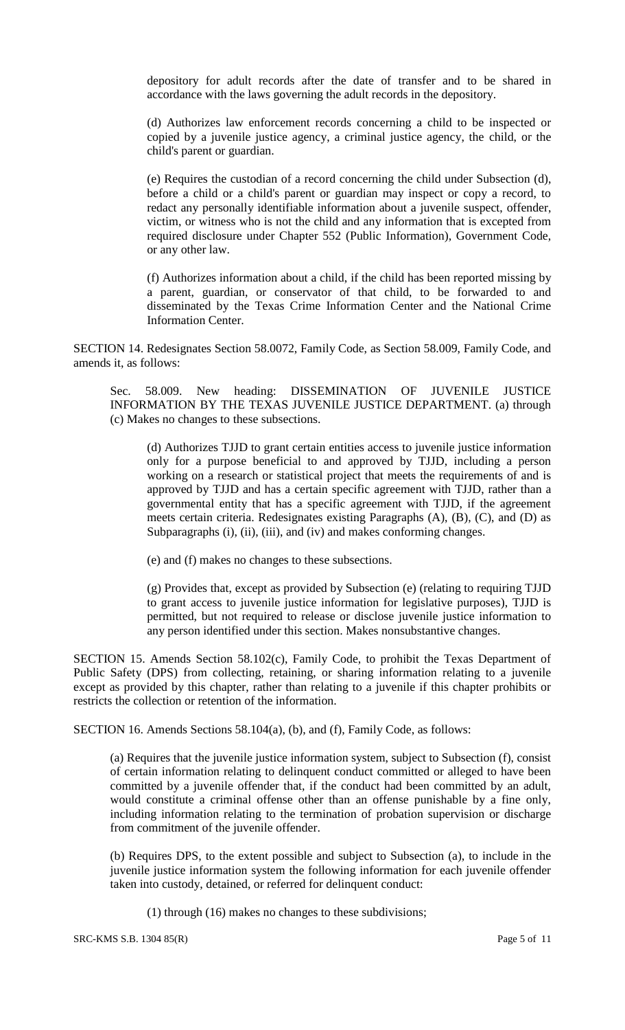depository for adult records after the date of transfer and to be shared in accordance with the laws governing the adult records in the depository.

(d) Authorizes law enforcement records concerning a child to be inspected or copied by a juvenile justice agency, a criminal justice agency, the child, or the child's parent or guardian.

(e) Requires the custodian of a record concerning the child under Subsection (d), before a child or a child's parent or guardian may inspect or copy a record, to redact any personally identifiable information about a juvenile suspect, offender, victim, or witness who is not the child and any information that is excepted from required disclosure under Chapter 552 (Public Information), Government Code, or any other law.

(f) Authorizes information about a child, if the child has been reported missing by a parent, guardian, or conservator of that child, to be forwarded to and disseminated by the Texas Crime Information Center and the National Crime Information Center.

SECTION 14. Redesignates Section 58.0072, Family Code, as Section 58.009, Family Code, and amends it, as follows:

Sec. 58.009. New heading: DISSEMINATION OF JUVENILE JUSTICE INFORMATION BY THE TEXAS JUVENILE JUSTICE DEPARTMENT. (a) through (c) Makes no changes to these subsections.

(d) Authorizes TJJD to grant certain entities access to juvenile justice information only for a purpose beneficial to and approved by TJJD, including a person working on a research or statistical project that meets the requirements of and is approved by TJJD and has a certain specific agreement with TJJD, rather than a governmental entity that has a specific agreement with TJJD, if the agreement meets certain criteria. Redesignates existing Paragraphs (A), (B), (C), and (D) as Subparagraphs (i), (ii), (iii), and (iv) and makes conforming changes.

(e) and (f) makes no changes to these subsections.

(g) Provides that, except as provided by Subsection (e) (relating to requiring TJJD to grant access to juvenile justice information for legislative purposes), TJJD is permitted, but not required to release or disclose juvenile justice information to any person identified under this section. Makes nonsubstantive changes.

SECTION 15. Amends Section 58.102(c), Family Code, to prohibit the Texas Department of Public Safety (DPS) from collecting, retaining, or sharing information relating to a juvenile except as provided by this chapter, rather than relating to a juvenile if this chapter prohibits or restricts the collection or retention of the information.

SECTION 16. Amends Sections 58.104(a), (b), and (f), Family Code, as follows:

(a) Requires that the juvenile justice information system, subject to Subsection (f), consist of certain information relating to delinquent conduct committed or alleged to have been committed by a juvenile offender that, if the conduct had been committed by an adult, would constitute a criminal offense other than an offense punishable by a fine only, including information relating to the termination of probation supervision or discharge from commitment of the juvenile offender.

(b) Requires DPS, to the extent possible and subject to Subsection (a), to include in the juvenile justice information system the following information for each juvenile offender taken into custody, detained, or referred for delinquent conduct:

(1) through (16) makes no changes to these subdivisions;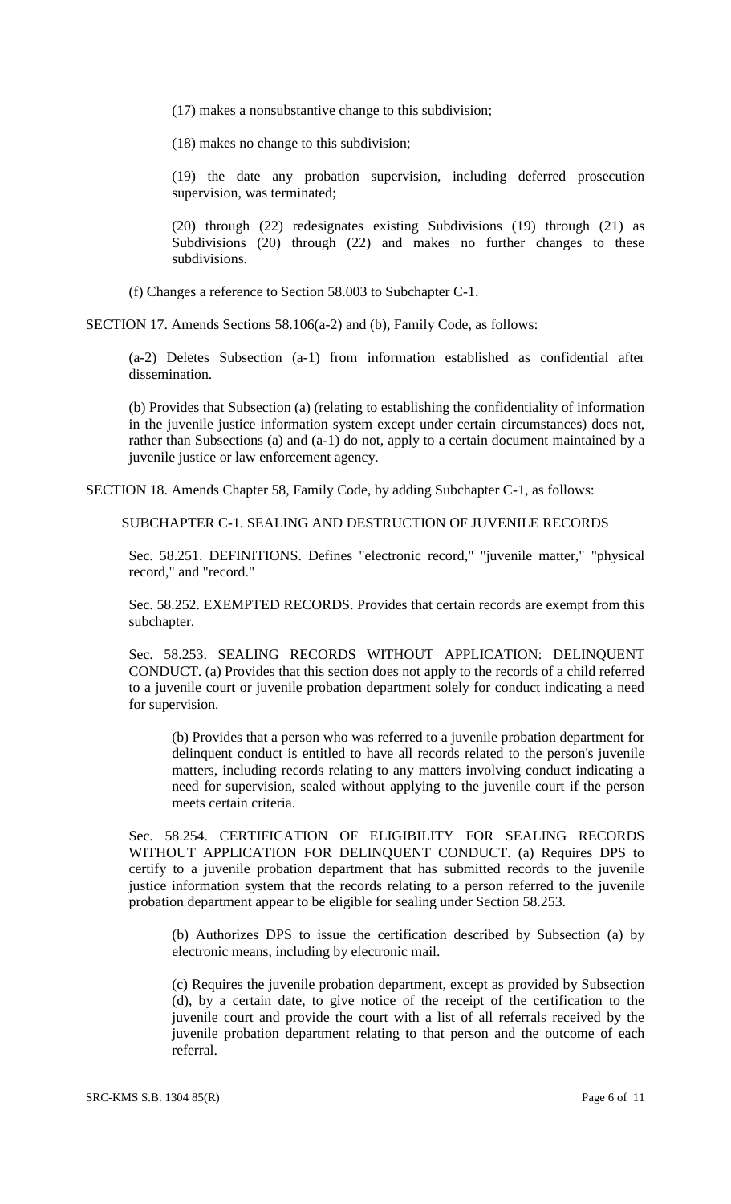(17) makes a nonsubstantive change to this subdivision;

(18) makes no change to this subdivision;

(19) the date any probation supervision, including deferred prosecution supervision, was terminated;

(20) through (22) redesignates existing Subdivisions (19) through (21) as Subdivisions (20) through (22) and makes no further changes to these subdivisions.

(f) Changes a reference to Section 58.003 to Subchapter C-1.

SECTION 17. Amends Sections 58.106(a-2) and (b), Family Code, as follows:

(a-2) Deletes Subsection (a-1) from information established as confidential after dissemination.

(b) Provides that Subsection (a) (relating to establishing the confidentiality of information in the juvenile justice information system except under certain circumstances) does not, rather than Subsections (a) and (a-1) do not, apply to a certain document maintained by a juvenile justice or law enforcement agency.

SECTION 18. Amends Chapter 58, Family Code, by adding Subchapter C-1, as follows:

SUBCHAPTER C-1. SEALING AND DESTRUCTION OF JUVENILE RECORDS

Sec. 58.251. DEFINITIONS. Defines "electronic record," "juvenile matter," "physical record," and "record."

Sec. 58.252. EXEMPTED RECORDS. Provides that certain records are exempt from this subchapter.

Sec. 58.253. SEALING RECORDS WITHOUT APPLICATION: DELINQUENT CONDUCT. (a) Provides that this section does not apply to the records of a child referred to a juvenile court or juvenile probation department solely for conduct indicating a need for supervision.

(b) Provides that a person who was referred to a juvenile probation department for delinquent conduct is entitled to have all records related to the person's juvenile matters, including records relating to any matters involving conduct indicating a need for supervision, sealed without applying to the juvenile court if the person meets certain criteria.

Sec. 58.254. CERTIFICATION OF ELIGIBILITY FOR SEALING RECORDS WITHOUT APPLICATION FOR DELINQUENT CONDUCT. (a) Requires DPS to certify to a juvenile probation department that has submitted records to the juvenile justice information system that the records relating to a person referred to the juvenile probation department appear to be eligible for sealing under Section 58.253.

(b) Authorizes DPS to issue the certification described by Subsection (a) by electronic means, including by electronic mail.

(c) Requires the juvenile probation department, except as provided by Subsection (d), by a certain date, to give notice of the receipt of the certification to the juvenile court and provide the court with a list of all referrals received by the juvenile probation department relating to that person and the outcome of each referral.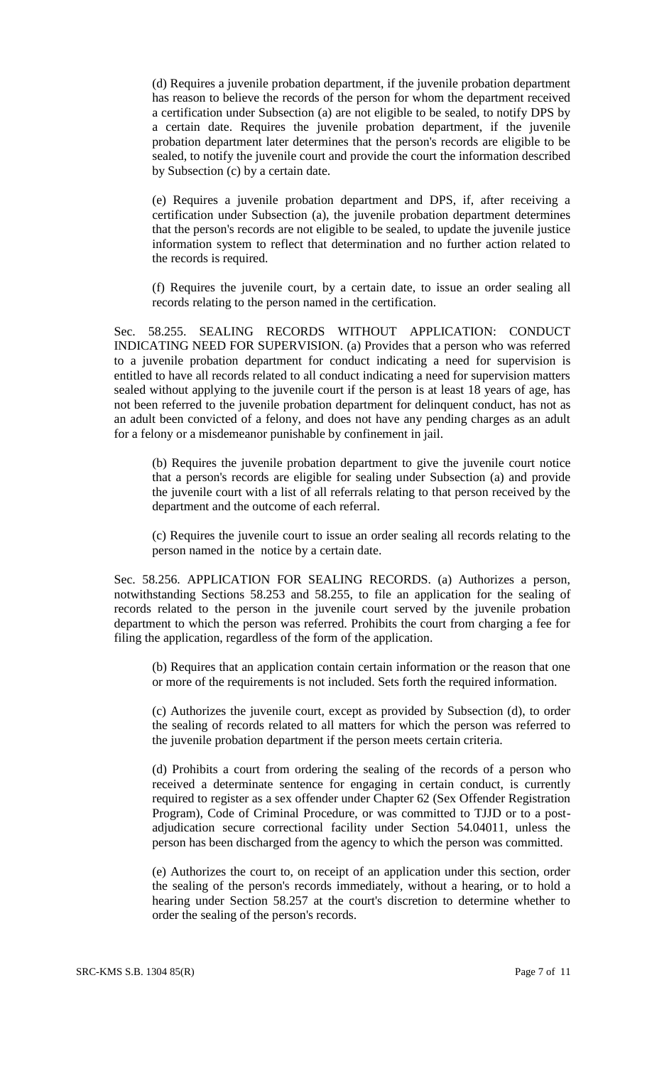(d) Requires a juvenile probation department, if the juvenile probation department has reason to believe the records of the person for whom the department received a certification under Subsection (a) are not eligible to be sealed, to notify DPS by a certain date. Requires the juvenile probation department, if the juvenile probation department later determines that the person's records are eligible to be sealed, to notify the juvenile court and provide the court the information described by Subsection (c) by a certain date.

(e) Requires a juvenile probation department and DPS, if, after receiving a certification under Subsection (a), the juvenile probation department determines that the person's records are not eligible to be sealed, to update the juvenile justice information system to reflect that determination and no further action related to the records is required.

(f) Requires the juvenile court, by a certain date, to issue an order sealing all records relating to the person named in the certification.

Sec. 58.255. SEALING RECORDS WITHOUT APPLICATION: CONDUCT INDICATING NEED FOR SUPERVISION. (a) Provides that a person who was referred to a juvenile probation department for conduct indicating a need for supervision is entitled to have all records related to all conduct indicating a need for supervision matters sealed without applying to the juvenile court if the person is at least 18 years of age, has not been referred to the juvenile probation department for delinquent conduct, has not as an adult been convicted of a felony, and does not have any pending charges as an adult for a felony or a misdemeanor punishable by confinement in jail.

(b) Requires the juvenile probation department to give the juvenile court notice that a person's records are eligible for sealing under Subsection (a) and provide the juvenile court with a list of all referrals relating to that person received by the department and the outcome of each referral.

(c) Requires the juvenile court to issue an order sealing all records relating to the person named in the notice by a certain date.

Sec. 58.256. APPLICATION FOR SEALING RECORDS. (a) Authorizes a person, notwithstanding Sections 58.253 and 58.255, to file an application for the sealing of records related to the person in the juvenile court served by the juvenile probation department to which the person was referred. Prohibits the court from charging a fee for filing the application, regardless of the form of the application.

(b) Requires that an application contain certain information or the reason that one or more of the requirements is not included. Sets forth the required information.

(c) Authorizes the juvenile court, except as provided by Subsection (d), to order the sealing of records related to all matters for which the person was referred to the juvenile probation department if the person meets certain criteria.

(d) Prohibits a court from ordering the sealing of the records of a person who received a determinate sentence for engaging in certain conduct, is currently required to register as a sex offender under Chapter 62 (Sex Offender Registration Program), Code of Criminal Procedure, or was committed to TJJD or to a post-adjudication secure correctional facility under Section 54.04011, unless the person has been discharged from the agency to which the person was committed.

(e) Authorizes the court to, on receipt of an application under this section, order the sealing of the person's records immediately, without a hearing, or to hold a hearing under Section 58.257 at the court's discretion to determine whether to order the sealing of the person's records.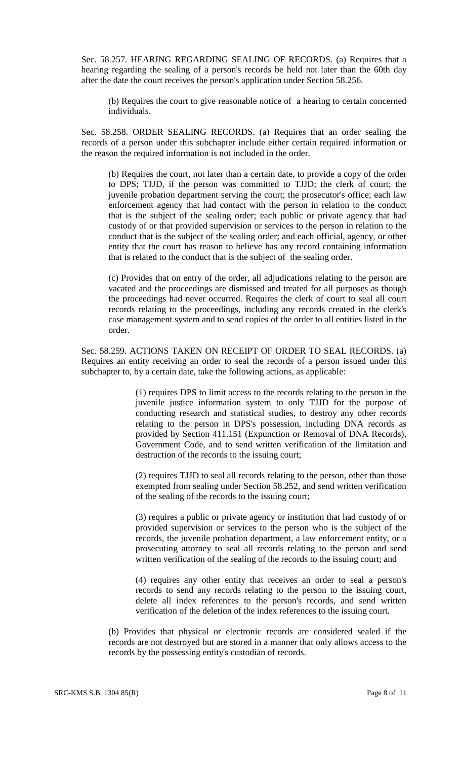Sec. 58.257. HEARING REGARDING SEALING OF RECORDS. (a) Requires that a hearing regarding the sealing of a person's records be held not later than the 60th day after the date the court receives the person's application under Section 58.256.

(b) Requires the court to give reasonable notice of a hearing to certain concerned individuals.

Sec. 58.258. ORDER SEALING RECORDS. (a) Requires that an order sealing the records of a person under this subchapter include either certain required information or the reason the required information is not included in the order.

(b) Requires the court, not later than a certain date, to provide a copy of the order to DPS; TJJD, if the person was committed to TJJD; the clerk of court; the juvenile probation department serving the court; the prosecutor's office; each law enforcement agency that had contact with the person in relation to the conduct that is the subject of the sealing order; each public or private agency that had custody of or that provided supervision or services to the person in relation to the conduct that is the subject of the sealing order; and each official, agency, or other entity that the court has reason to believe has any record containing information that is related to the conduct that is the subject of the sealing order.

(c) Provides that on entry of the order, all adjudications relating to the person are vacated and the proceedings are dismissed and treated for all purposes as though the proceedings had never occurred. Requires the clerk of court to seal all court records relating to the proceedings, including any records created in the clerk's case management system and to send copies of the order to all entities listed in the order.

Sec. 58.259. ACTIONS TAKEN ON RECEIPT OF ORDER TO SEAL RECORDS. (a) Requires an entity receiving an order to seal the records of a person issued under this subchapter to, by a certain date, take the following actions, as applicable:

(1) requires DPS to limit access to the records relating to the person in the juvenile justice information system to only TJJD for the purpose of conducting research and statistical studies, to destroy any other records relating to the person in DPS's possession, including DNA records as provided by Section 411.151 (Expunction or Removal of DNA Records), Government Code, and to send written verification of the limitation and destruction of the records to the issuing court;

(2) requires TJJD to seal all records relating to the person, other than those exempted from sealing under Section 58.252, and send written verification of the sealing of the records to the issuing court;

(3) requires a public or private agency or institution that had custody of or provided supervision or services to the person who is the subject of the records, the juvenile probation department, a law enforcement entity, or a prosecuting attorney to seal all records relating to the person and send written verification of the sealing of the records to the issuing court; and

(4) requires any other entity that receives an order to seal a person's records to send any records relating to the person to the issuing court, delete all index references to the person's records, and send written verification of the deletion of the index references to the issuing court.

(b) Provides that physical or electronic records are considered sealed if the records are not destroyed but are stored in a manner that only allows access to the records by the possessing entity's custodian of records.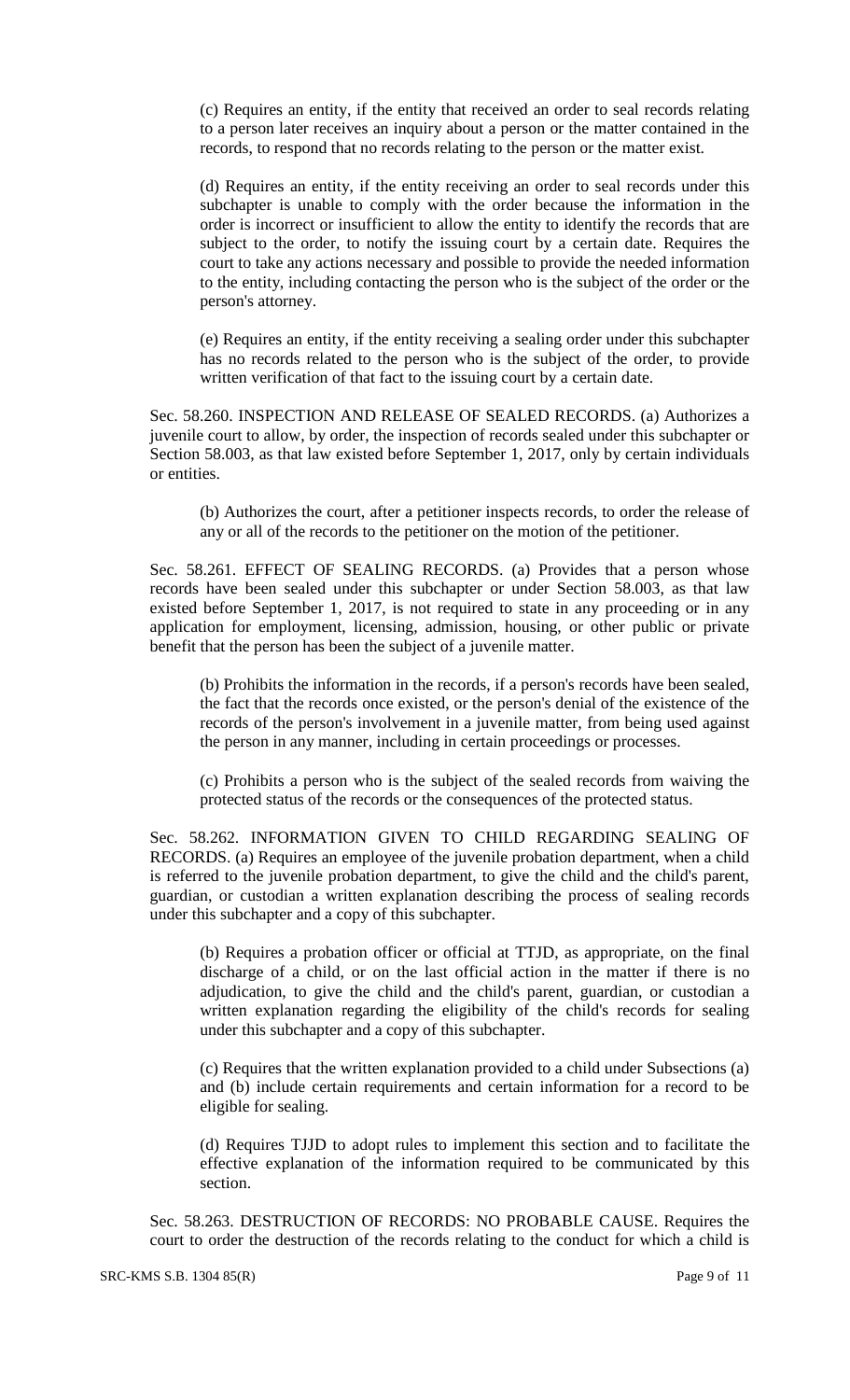(c) Requires an entity, if the entity that received an order to seal records relating to a person later receives an inquiry about a person or the matter contained in the records, to respond that no records relating to the person or the matter exist.

(d) Requires an entity, if the entity receiving an order to seal records under this subchapter is unable to comply with the order because the information in the order is incorrect or insufficient to allow the entity to identify the records that are subject to the order, to notify the issuing court by a certain date. Requires the court to take any actions necessary and possible to provide the needed information to the entity, including contacting the person who is the subject of the order or the person's attorney.

(e) Requires an entity, if the entity receiving a sealing order under this subchapter has no records related to the person who is the subject of the order, to provide written verification of that fact to the issuing court by a certain date.

Sec. 58.260. INSPECTION AND RELEASE OF SEALED RECORDS. (a) Authorizes a juvenile court to allow, by order, the inspection of records sealed under this subchapter or Section 58.003, as that law existed before September 1, 2017, only by certain individuals or entities.

(b) Authorizes the court, after a petitioner inspects records, to order the release of any or all of the records to the petitioner on the motion of the petitioner.

Sec. 58.261. EFFECT OF SEALING RECORDS. (a) Provides that a person whose records have been sealed under this subchapter or under Section 58.003, as that law existed before September 1, 2017, is not required to state in any proceeding or in any application for employment, licensing, admission, housing, or other public or private benefit that the person has been the subject of a juvenile matter.

(b) Prohibits the information in the records, if a person's records have been sealed, the fact that the records once existed, or the person's denial of the existence of the records of the person's involvement in a juvenile matter, from being used against the person in any manner, including in certain proceedings or processes.

(c) Prohibits a person who is the subject of the sealed records from waiving the protected status of the records or the consequences of the protected status.

Sec. 58.262. INFORMATION GIVEN TO CHILD REGARDING SEALING OF RECORDS. (a) Requires an employee of the juvenile probation department, when a child is referred to the juvenile probation department, to give the child and the child's parent, guardian, or custodian a written explanation describing the process of sealing records under this subchapter and a copy of this subchapter.

(b) Requires a probation officer or official at TTJD, as appropriate, on the final discharge of a child, or on the last official action in the matter if there is no adjudication, to give the child and the child's parent, guardian, or custodian a written explanation regarding the eligibility of the child's records for sealing under this subchapter and a copy of this subchapter.

(c) Requires that the written explanation provided to a child under Subsections (a) and (b) include certain requirements and certain information for a record to be eligible for sealing.

(d) Requires TJJD to adopt rules to implement this section and to facilitate the effective explanation of the information required to be communicated by this section.

Sec. 58.263. DESTRUCTION OF RECORDS: NO PROBABLE CAUSE. Requires the court to order the destruction of the records relating to the conduct for which a child is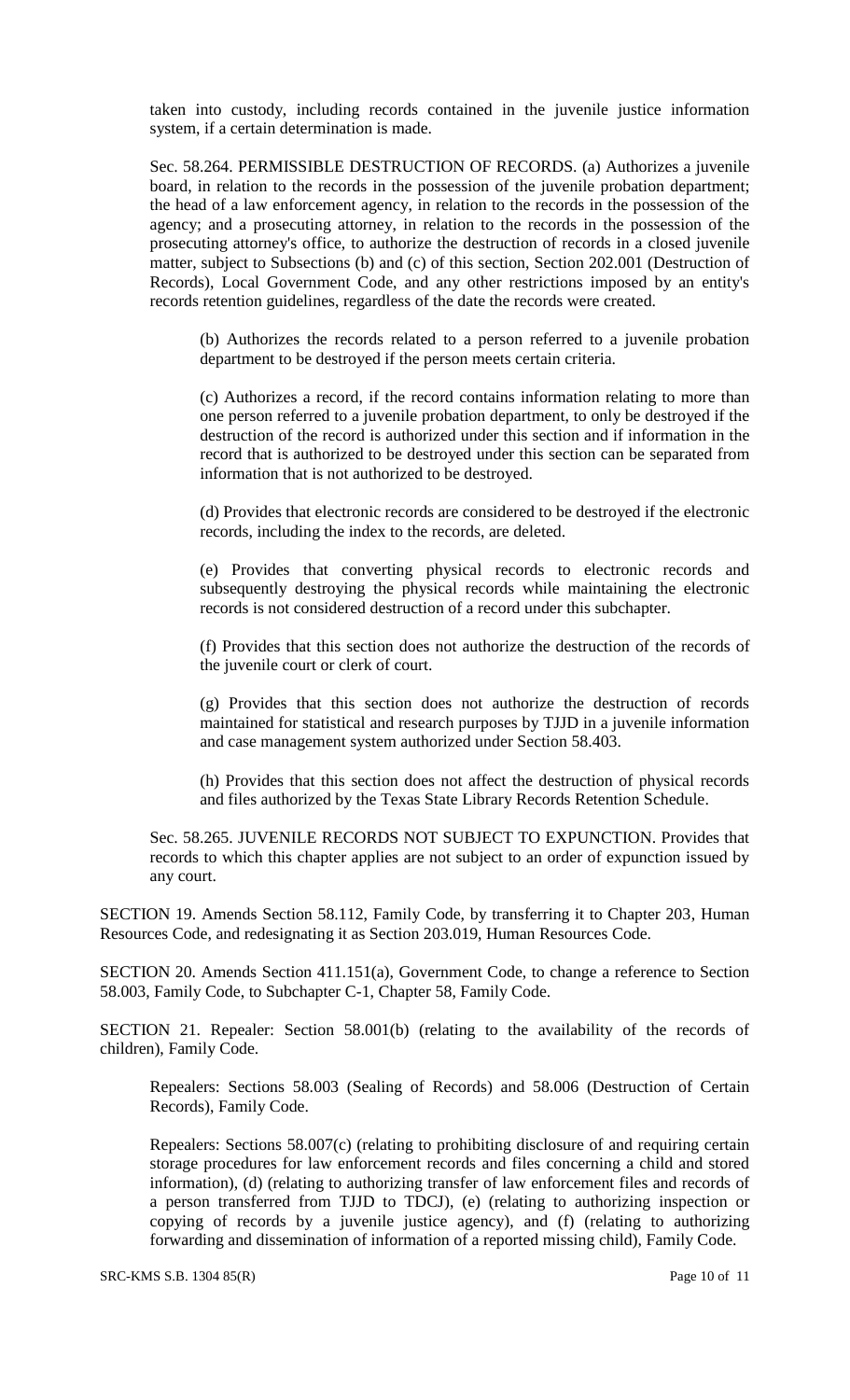taken into custody, including records contained in the juvenile justice information system, if a certain determination is made.

Sec. 58.264. PERMISSIBLE DESTRUCTION OF RECORDS. (a) Authorizes a juvenile board, in relation to the records in the possession of the juvenile probation department; the head of a law enforcement agency, in relation to the records in the possession of the agency; and a prosecuting attorney, in relation to the records in the possession of the prosecuting attorney's office, to authorize the destruction of records in a closed juvenile matter, subject to Subsections (b) and (c) of this section, Section 202.001 (Destruction of Records), Local Government Code, and any other restrictions imposed by an entity's records retention guidelines, regardless of the date the records were created.

(b) Authorizes the records related to a person referred to a juvenile probation department to be destroyed if the person meets certain criteria.

(c) Authorizes a record, if the record contains information relating to more than one person referred to a juvenile probation department, to only be destroyed if the destruction of the record is authorized under this section and if information in the record that is authorized to be destroyed under this section can be separated from information that is not authorized to be destroyed.

(d) Provides that electronic records are considered to be destroyed if the electronic records, including the index to the records, are deleted.

(e) Provides that converting physical records to electronic records and subsequently destroying the physical records while maintaining the electronic records is not considered destruction of a record under this subchapter.

(f) Provides that this section does not authorize the destruction of the records of the juvenile court or clerk of court.

(g) Provides that this section does not authorize the destruction of records maintained for statistical and research purposes by TJJD in a juvenile information and case management system authorized under Section 58.403.

(h) Provides that this section does not affect the destruction of physical records and files authorized by the Texas State Library Records Retention Schedule.

Sec. 58.265. JUVENILE RECORDS NOT SUBJECT TO EXPUNCTION. Provides that records to which this chapter applies are not subject to an order of expunction issued by any court.

SECTION 19. Amends Section 58.112, Family Code, by transferring it to Chapter 203, Human Resources Code, and redesignating it as Section 203.019, Human Resources Code.

SECTION 20. Amends Section 411.151(a), Government Code, to change a reference to Section 58.003, Family Code, to Subchapter C-1, Chapter 58, Family Code.

SECTION 21. Repealer: Section 58.001(b) (relating to the availability of the records of children), Family Code.

Repealers: Sections 58.003 (Sealing of Records) and 58.006 (Destruction of Certain Records), Family Code.

Repealers: Sections 58.007(c) (relating to prohibiting disclosure of and requiring certain storage procedures for law enforcement records and files concerning a child and stored information), (d) (relating to authorizing transfer of law enforcement files and records of a person transferred from TJJD to TDCJ), (e) (relating to authorizing inspection or copying of records by a juvenile justice agency), and (f) (relating to authorizing forwarding and dissemination of information of a reported missing child), Family Code.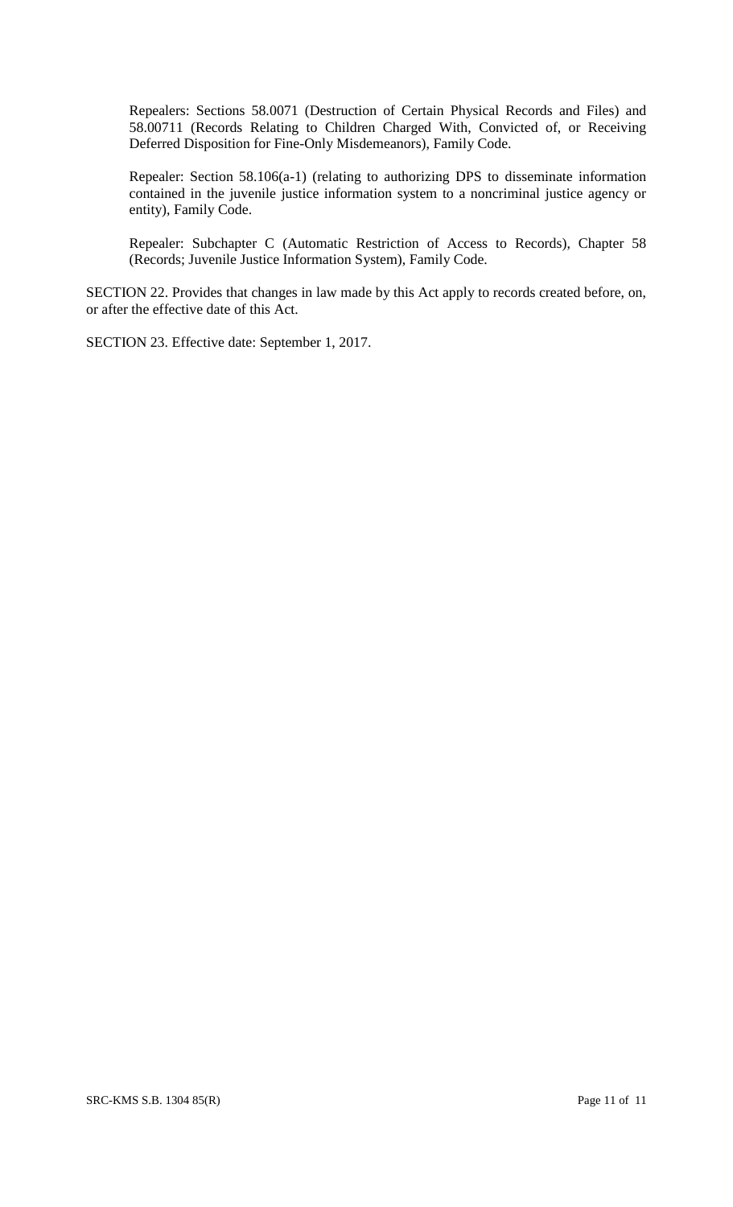Repealers: Sections 58.0071 (Destruction of Certain Physical Records and Files) and 58.00711 (Records Relating to Children Charged With, Convicted of, or Receiving Deferred Disposition for Fine-Only Misdemeanors), Family Code.

Repealer: Section 58.106(a-1) (relating to authorizing DPS to disseminate information contained in the juvenile justice information system to a noncriminal justice agency or entity), Family Code.

Repealer: Subchapter C (Automatic Restriction of Access to Records), Chapter 58 (Records; Juvenile Justice Information System), Family Code.

SECTION 22. Provides that changes in law made by this Act apply to records created before, on, or after the effective date of this Act.

SECTION 23. Effective date: September 1, 2017.